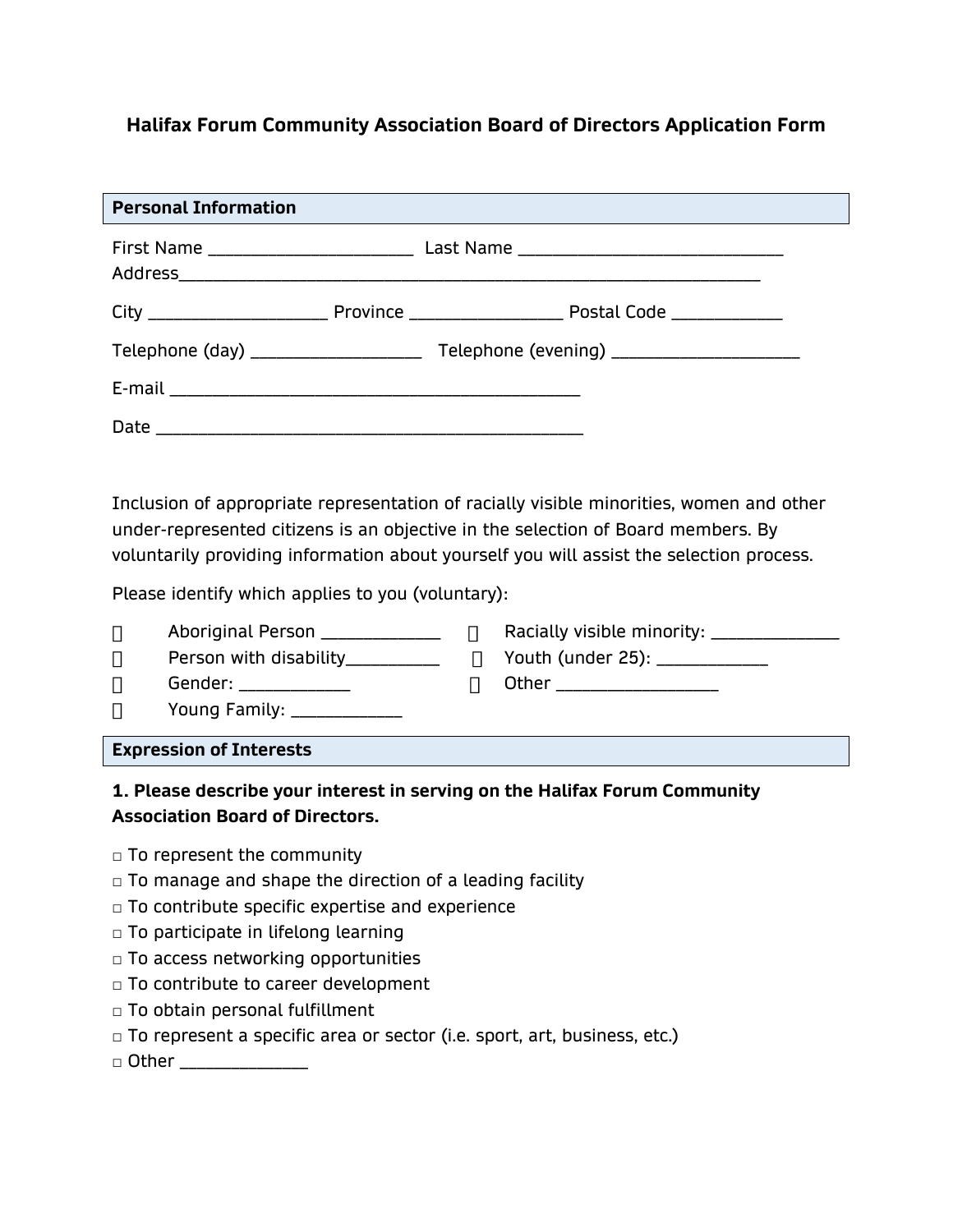# Halifax Forum Community Association Board of Directors Application Form

## Personal Information

First Name ______________________ Last Name ____________________________

Address______________________________________________________________

City __________________ Province ________________ Postal Code ___________

Telephone (day) _________________ Telephone (evening) ___________________

E-mail ____________________________________________

Date _____________________________________________

Inclusion of appropriate representation of racially visible minorities, women and other under-represented citizens is an objective in the selection of Board members. By voluntarily providing information about yourself you will assist the selection process.

Please identify which applies to you (voluntary):

- ☐ Aboriginal Person ____________
- ☐ Racially visible minority: _____________
- ☐ Person with disability__________
- ☐ Youth (under 25): ___________
- ☐ Gender: ___________
- ☐ Other _________________
- ☐ Young Family: ___________

## Expression of Interests

**1. Please describe your interest in serving on the Halifax Forum Community Association Board of Directors.**

- □ To represent the community
- □ To manage and shape the direction of a leading facility
- □ To contribute specific expertise and experience
- □ To participate in lifelong learning
- □ To access networking opportunities
- □ To contribute to career development
- □ To obtain personal fulfillment
- □ To represent a specific area or sector (i.e. sport, art, business, etc.)
- □ Other _____________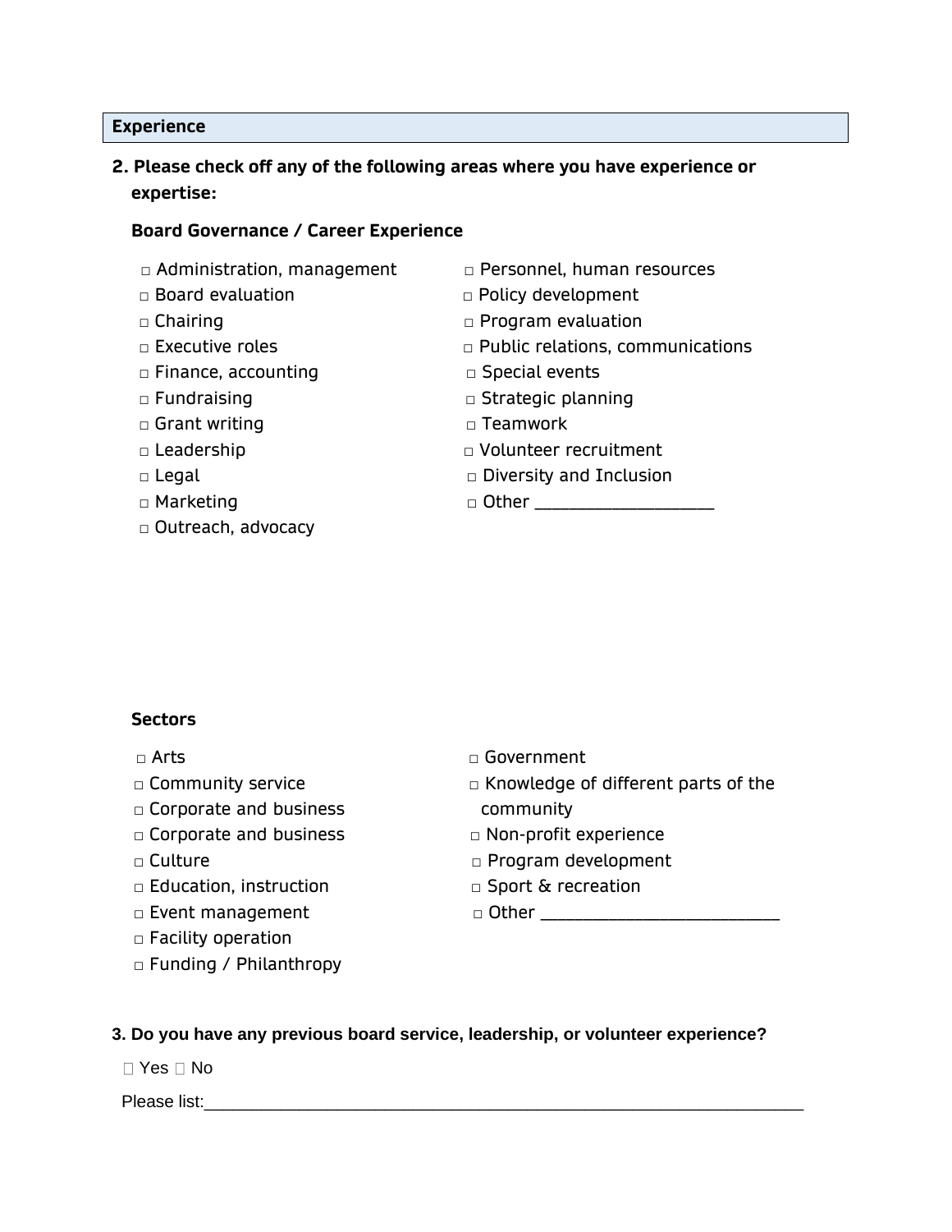## Experience

**2. Please check off any of the following areas where you have experience or expertise:**

**Board Governance / Career Experience**

- □ Administration, management
- □ Board evaluation
- □ Chairing
- □ Executive roles
- □ Finance, accounting
- □ Fundraising
- □ Grant writing
- □ Leadership
- □ Legal
- □ Marketing
- □ Outreach, advocacy
- □ Personnel, human resources
- □ Policy development
- □ Program evaluation
- □ Public relations, communications
- □ Special events
- □ Strategic planning
- □ Teamwork
- □ Volunteer recruitment
- □ Diversity and Inclusion
- □ Other ___________________

**Sectors**

- □ Arts
- □ Community service
- □ Corporate and business
- □ Corporate and business
- □ Culture
- □ Education, instruction
- □ Event management
- □ Facility operation
- □ Funding / Philanthropy
- □ Government
- □ Knowledge of different parts of the community
- □ Non-profit experience
- □ Program development
- □ Sport & recreation
- □ Other _________________________

**3. Do you have any previous board service, leadership, or volunteer experience?**

□ Yes □ No

Please list:_______________________________________________________________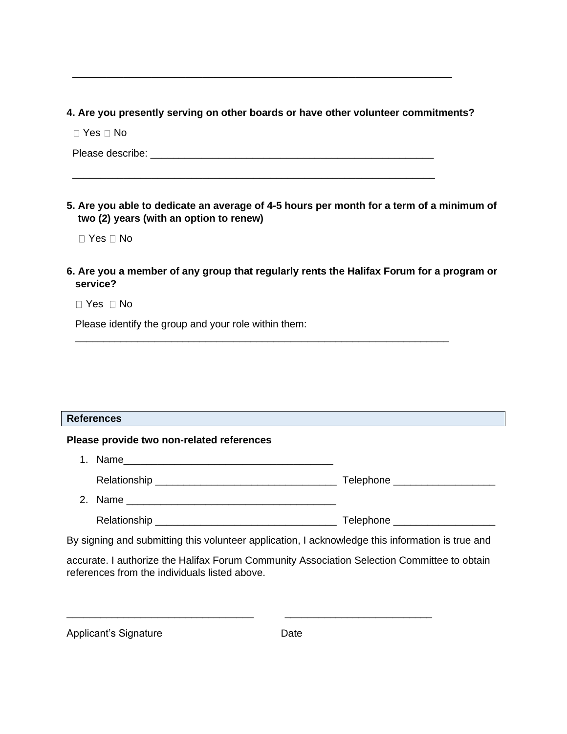\_\_\_\_\_\_\_\_\_\_\_\_\_\_\_\_\_\_\_\_\_\_\_\_\_\_\_\_\_\_\_\_\_\_\_\_\_\_\_\_\_\_\_\_\_\_\_\_\_\_\_\_\_\_\_\_\_\_\_\_\_\_\_\_\_\_\_

**4. Are you presently serving on other boards or have other volunteer commitments?**

☐ Yes ☐ No

Please describe: \_\_\_\_\_\_\_\_\_\_\_\_\_\_\_\_\_\_\_\_\_\_\_\_\_\_\_\_\_\_\_\_\_\_\_\_\_\_\_\_\_\_\_\_\_\_\_\_\_\_\_\_

\_\_\_\_\_\_\_\_\_\_\_\_\_\_\_\_\_\_\_\_\_\_\_\_\_\_\_\_\_\_\_\_\_\_\_\_\_\_\_\_\_\_\_\_\_\_\_\_\_\_\_\_\_\_\_\_\_\_\_\_\_\_\_\_\_\_\_

**5. Are you able to dedicate an average of 4-5 hours per month for a term of a minimum of two (2) years (with an option to renew)**

☐ Yes ☐ No

**6. Are you a member of any group that regularly rents the Halifax Forum for a program or service?**

☐ Yes ☐ No

Please identify the group and your role within them:

\_\_\_\_\_\_\_\_\_\_\_\_\_\_\_\_\_\_\_\_\_\_\_\_\_\_\_\_\_\_\_\_\_\_\_\_\_\_\_\_\_\_\_\_\_\_\_\_\_\_\_\_\_\_\_\_\_\_\_\_\_\_\_\_\_\_\_

## References

**Please provide two non-related references**

1. Name\_\_\_\_\_\_\_\_\_\_\_\_\_\_\_\_\_\_\_\_\_\_\_\_\_\_\_\_\_\_\_\_\_\_\_\_\_\_

   Relationship \_\_\_\_\_\_\_\_\_\_\_\_\_\_\_\_\_\_\_\_\_\_\_\_\_\_\_\_\_\_\_\_\_ Telephone \_\_\_\_\_\_\_\_\_\_\_\_\_\_\_\_\_\_

2. Name \_\_\_\_\_\_\_\_\_\_\_\_\_\_\_\_\_\_\_\_\_\_\_\_\_\_\_\_\_\_\_\_\_\_\_\_\_\_

   Relationship \_\_\_\_\_\_\_\_\_\_\_\_\_\_\_\_\_\_\_\_\_\_\_\_\_\_\_\_\_\_\_\_\_ Telephone \_\_\_\_\_\_\_\_\_\_\_\_\_\_\_\_\_\_

By signing and submitting this volunteer application, I acknowledge this information is true and accurate. I authorize the Halifax Forum Community Association Selection Committee to obtain references from the individuals listed above.

\_\_\_\_\_\_\_\_\_\_\_\_\_\_\_\_\_\_\_\_\_\_\_\_\_\_\_\_\_\_\_\_\_\_ \_\_\_\_\_\_\_\_\_\_\_\_\_\_\_\_\_\_\_\_\_\_\_\_\_\_

Applicant's Signature Date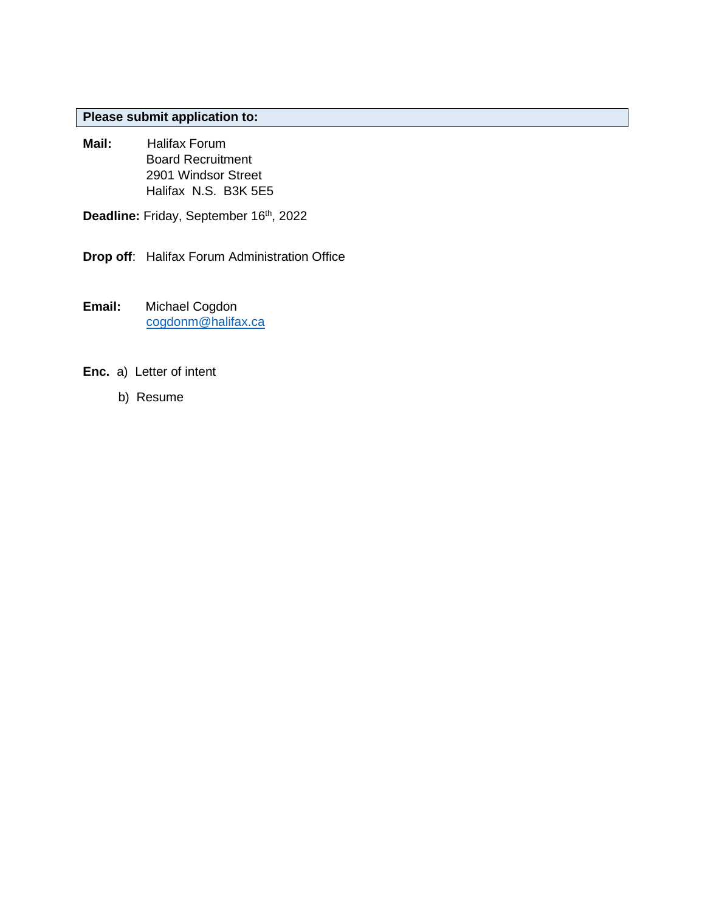**Please submit application to:**

**Mail:** Halifax Forum
Board Recruitment
2901 Windsor Street
Halifax N.S. B3K 5E5

**Deadline:** Friday, September 16th, 2022

**Drop off**: Halifax Forum Administration Office

**Email:** Michael Cogdon
cogdonm@halifax.ca

**Enc.** a) Letter of intent

b) Resume